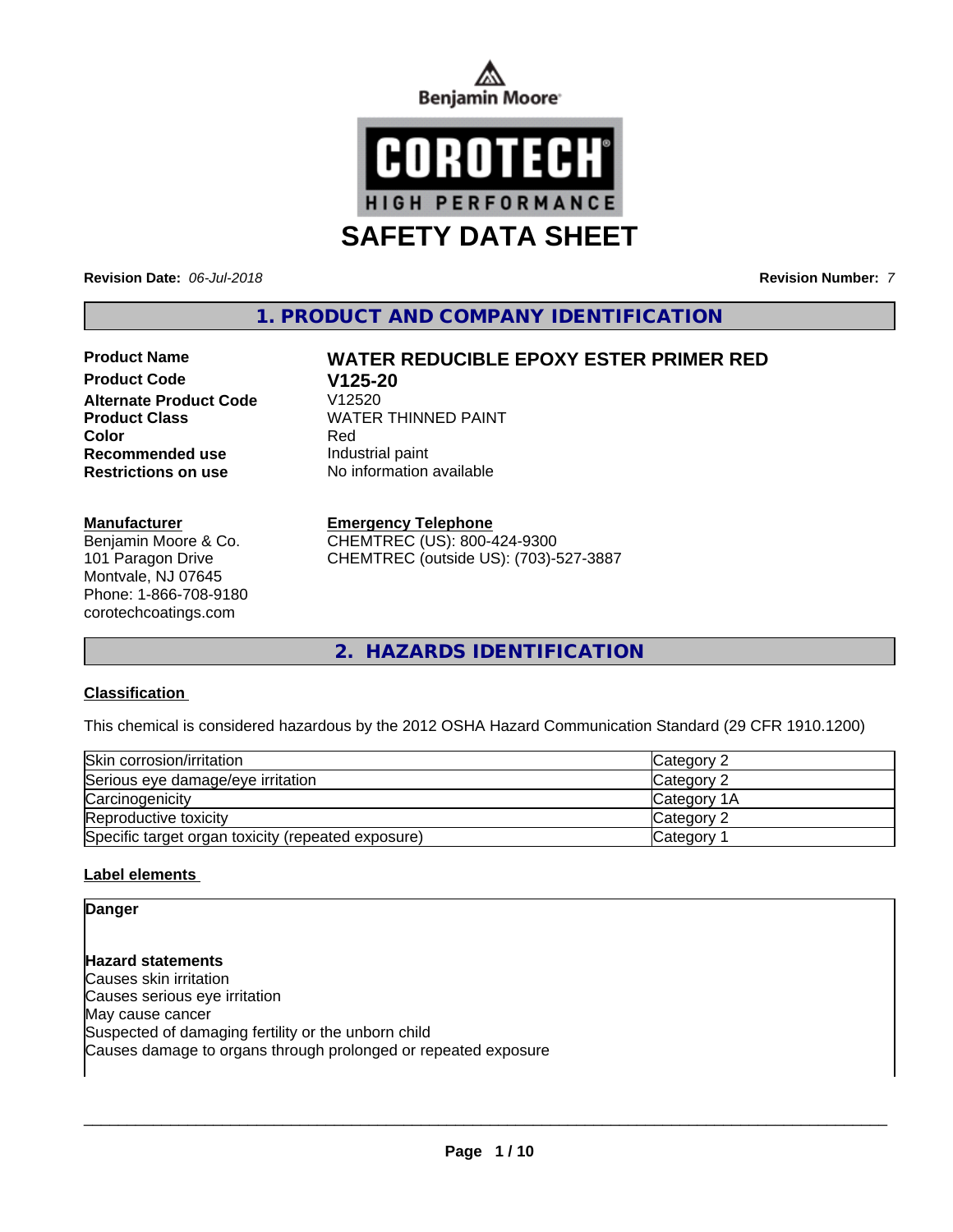Benjamin Moore

COROTECH
HIGH PERFORMANCE

# SAFETY DATA SHEET

**Revision Date:** *06-Jul-2018* **Revision Number:** *7*

## 1. PRODUCT AND COMPANY IDENTIFICATION

| | |
|---|---|
| **Product Name** | **WATER REDUCIBLE EPOXY ESTER PRIMER RED** |
| **Product Code** | **V125-20** |
| **Alternate Product Code** | V12520 |
| **Product Class** | WATER THINNED PAINT |
| **Color** | Red |
| **Recommended use** | Industrial paint |
| **Restrictions on use** | No information available |

**Manufacturer**
Benjamin Moore & Co.
101 Paragon Drive
Montvale, NJ 07645
Phone: 1-866-708-9180
corotechcoatings.com

**Emergency Telephone**
CHEMTREC (US): 800-424-9300
CHEMTREC (outside US): (703)-527-3887

## 2. HAZARDS IDENTIFICATION

### Classification

This chemical is considered hazardous by the 2012 OSHA Hazard Communication Standard (29 CFR 1910.1200)

| | |
|---|---|
| Skin corrosion/irritation | Category 2 |
| Serious eye damage/eye irritation | Category 2 |
| Carcinogenicity | Category 1A |
| Reproductive toxicity | Category 2 |
| Specific target organ toxicity (repeated exposure) | Category 1 |

### Label elements

**Danger**

**Hazard statements**
Causes skin irritation
Causes serious eye irritation
May cause cancer
Suspected of damaging fertility or the unborn child
Causes damage to organs through prolonged or repeated exposure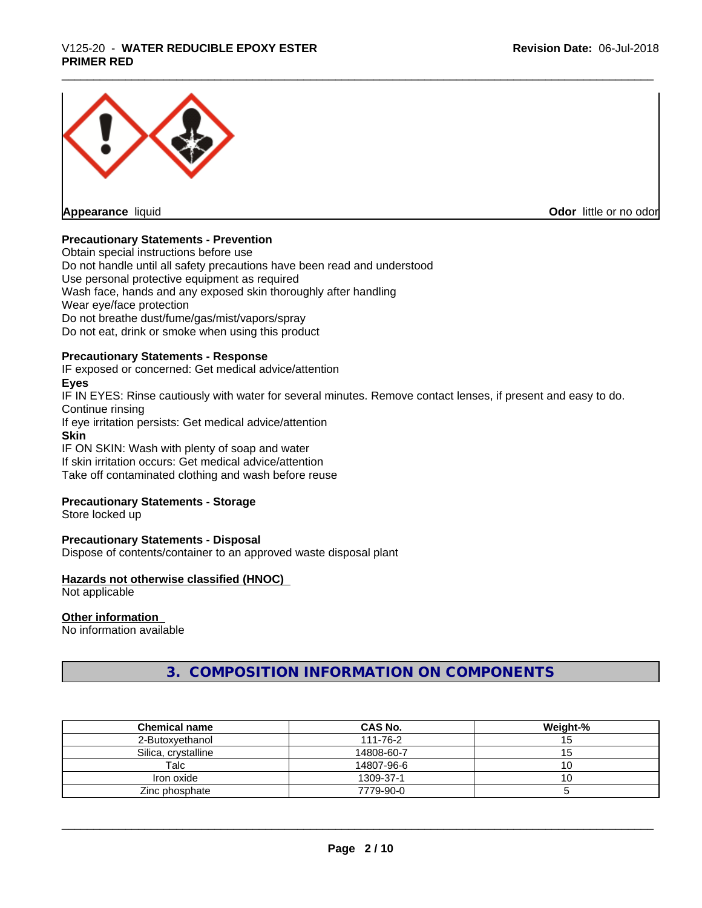**Appearance** liquid

**Odor** little or no odor

**Precautionary Statements - Prevention**

Obtain special instructions before use
Do not handle until all safety precautions have been read and understood
Use personal protective equipment as required
Wash face, hands and any exposed skin thoroughly after handling
Wear eye/face protection
Do not breathe dust/fume/gas/mist/vapors/spray
Do not eat, drink or smoke when using this product

**Precautionary Statements - Response**

IF exposed or concerned: Get medical advice/attention

**Eyes**

IF IN EYES: Rinse cautiously with water for several minutes. Remove contact lenses, if present and easy to do. Continue rinsing
If eye irritation persists: Get medical advice/attention

**Skin**

IF ON SKIN: Wash with plenty of soap and water
If skin irritation occurs: Get medical advice/attention
Take off contaminated clothing and wash before reuse

**Precautionary Statements - Storage**

Store locked up

**Precautionary Statements - Disposal**

Dispose of contents/container to an approved waste disposal plant

**Hazards not otherwise classified (HNOC)**

Not applicable

**Other information**

No information available

## 3. COMPOSITION INFORMATION ON COMPONENTS

| Chemical name | CAS No. | Weight-% |
|---|---|---|
| 2-Butoxyethanol | 111-76-2 | 15 |
| Silica, crystalline | 14808-60-7 | 15 |
| Talc | 14807-96-6 | 10 |
| Iron oxide | 1309-37-1 | 10 |
| Zinc phosphate | 7779-90-0 | 5 |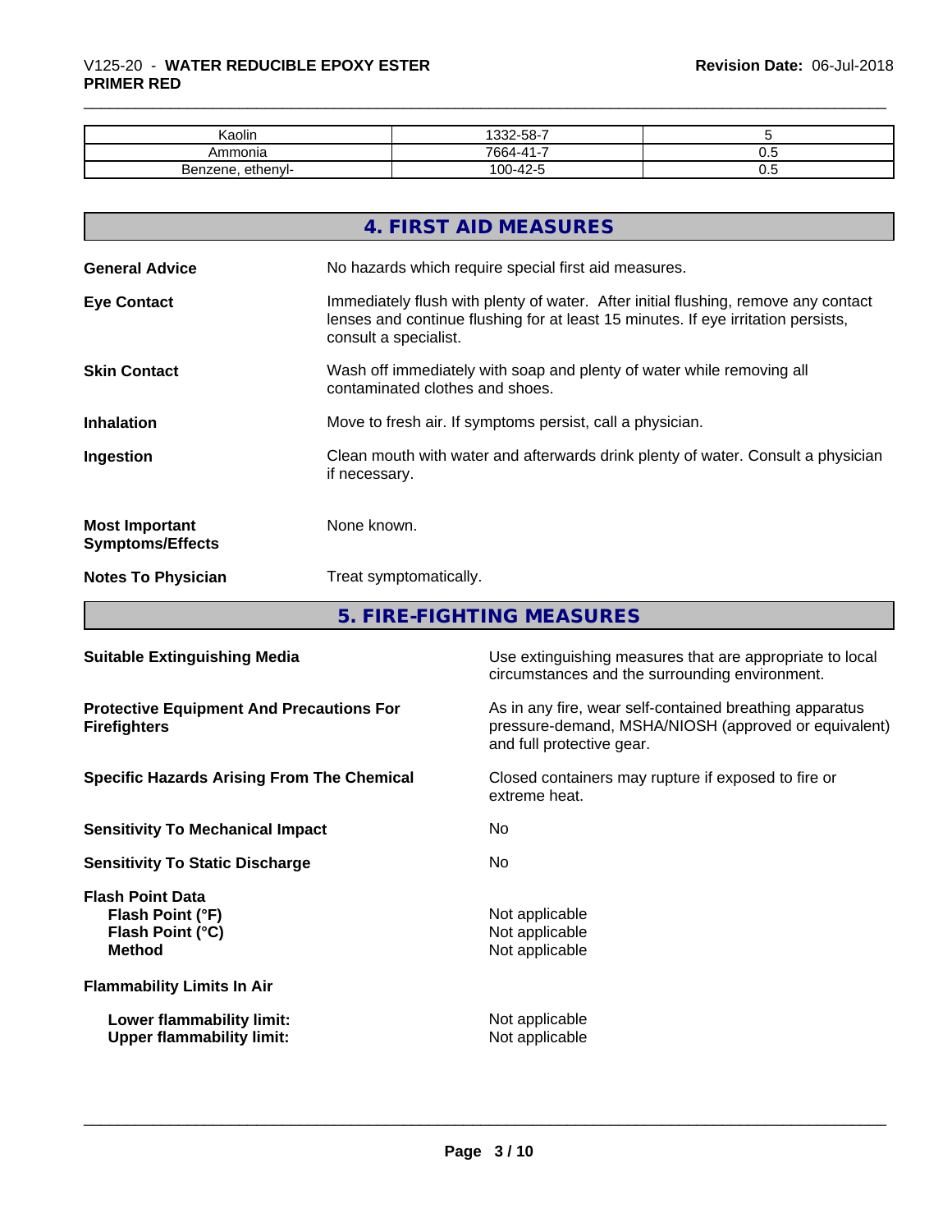| Kaolin | 1332-58-7 | 5 |
|---|---|---|
| Ammonia | 7664-41-7 | 0.5 |
| Benzene, ethenyl- | 100-42-5 | 0.5 |

## 4. FIRST AID MEASURES

**General Advice** No hazards which require special first aid measures.

**Eye Contact** Immediately flush with plenty of water. After initial flushing, remove any contact lenses and continue flushing for at least 15 minutes. If eye irritation persists, consult a specialist.

**Skin Contact** Wash off immediately with soap and plenty of water while removing all contaminated clothes and shoes.

**Inhalation** Move to fresh air. If symptoms persist, call a physician.

**Ingestion** Clean mouth with water and afterwards drink plenty of water. Consult a physician if necessary.

**Most Important Symptoms/Effects** None known.

**Notes To Physician** Treat symptomatically.

## 5. FIRE-FIGHTING MEASURES

**Suitable Extinguishing Media** Use extinguishing measures that are appropriate to local circumstances and the surrounding environment.

**Protective Equipment And Precautions For Firefighters** As in any fire, wear self-contained breathing apparatus pressure-demand, MSHA/NIOSH (approved or equivalent) and full protective gear.

**Specific Hazards Arising From The Chemical** Closed containers may rupture if exposed to fire or extreme heat.

**Sensitivity To Mechanical Impact** No

**Sensitivity To Static Discharge** No

**Flash Point Data**
**Flash Point (°F)** Not applicable
**Flash Point (°C)** Not applicable
**Method** Not applicable

**Flammability Limits In Air**

**Lower flammability limit:** Not applicable
**Upper flammability limit:** Not applicable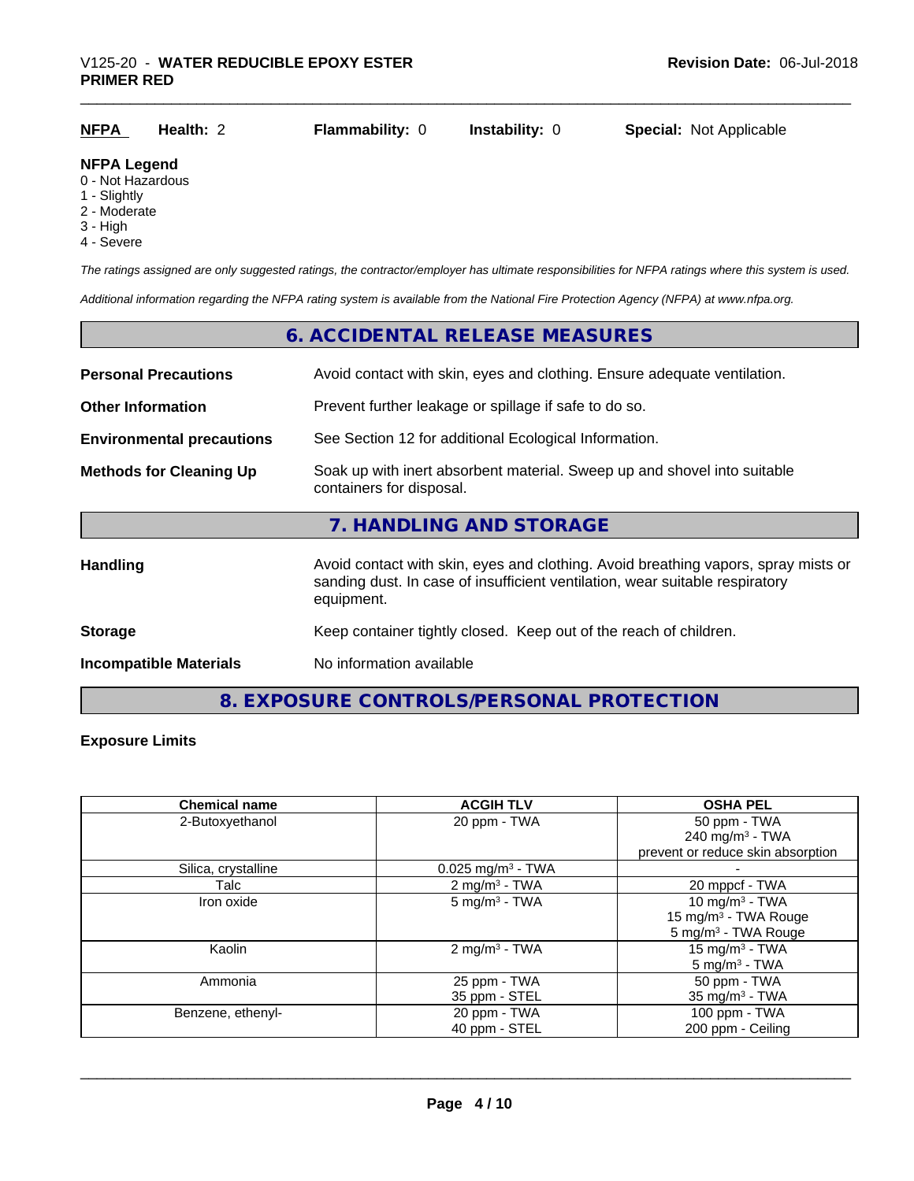| **NFPA** | **Health:** 2 | **Flammability:** 0 | **Instability:** 0 | **Special:** Not Applicable |
|---|---|---|---|---|

**NFPA Legend**
- 0 - Not Hazardous
- 1 - Slightly
- 2 - Moderate
- 3 - High
- 4 - Severe

*The ratings assigned are only suggested ratings, the contractor/employer has ultimate responsibilities for NFPA ratings where this system is used.*

*Additional information regarding the NFPA rating system is available from the National Fire Protection Agency (NFPA) at www.nfpa.org.*

## 6. ACCIDENTAL RELEASE MEASURES

**Personal Precautions** — Avoid contact with skin, eyes and clothing. Ensure adequate ventilation.

**Other Information** — Prevent further leakage or spillage if safe to do so.

**Environmental precautions** — See Section 12 for additional Ecological Information.

**Methods for Cleaning Up** — Soak up with inert absorbent material. Sweep up and shovel into suitable containers for disposal.

## 7. HANDLING AND STORAGE

**Handling** — Avoid contact with skin, eyes and clothing. Avoid breathing vapors, spray mists or sanding dust. In case of insufficient ventilation, wear suitable respiratory equipment.

**Storage** — Keep container tightly closed. Keep out of the reach of children.

**Incompatible Materials** — No information available

## 8. EXPOSURE CONTROLS/PERSONAL PROTECTION

**Exposure Limits**

| Chemical name | ACGIH TLV | OSHA PEL |
|---|---|---|
| 2-Butoxyethanol | 20 ppm - TWA | 50 ppm - TWA<br>240 mg/m³ - TWA<br>prevent or reduce skin absorption |
| Silica, crystalline | 0.025 mg/m³ - TWA | - |
| Talc | 2 mg/m³ - TWA | 20 mppcf - TWA |
| Iron oxide | 5 mg/m³ - TWA | 10 mg/m³ - TWA<br>15 mg/m³ - TWA Rouge<br>5 mg/m³ - TWA Rouge |
| Kaolin | 2 mg/m³ - TWA | 15 mg/m³ - TWA<br>5 mg/m³ - TWA |
| Ammonia | 25 ppm - TWA<br>35 ppm - STEL | 50 ppm - TWA<br>35 mg/m³ - TWA |
| Benzene, ethenyl- | 20 ppm - TWA<br>40 ppm - STEL | 100 ppm - TWA<br>200 ppm - Ceiling |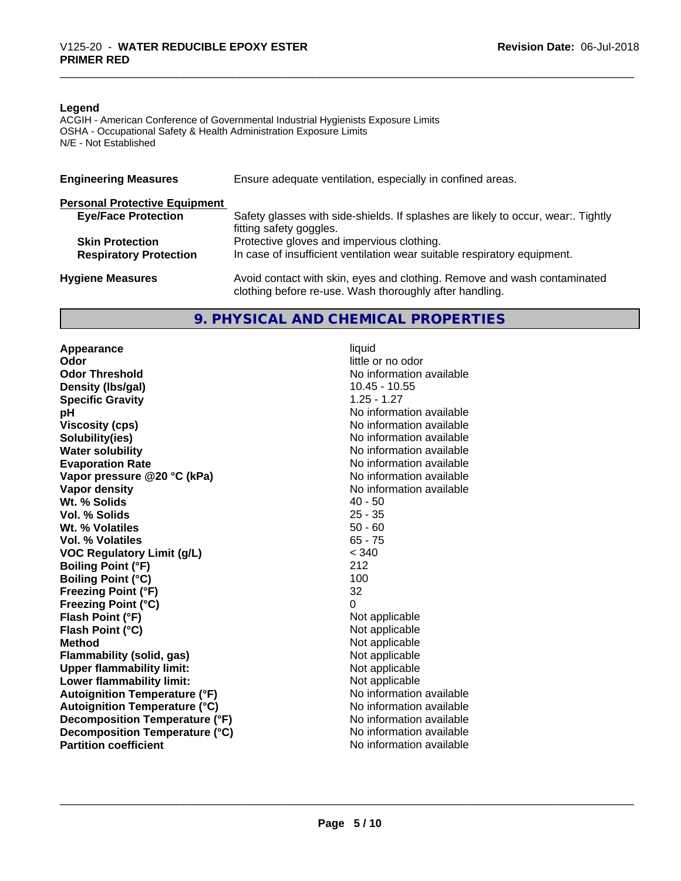**Legend**

ACGIH - American Conference of Governmental Industrial Hygienists Exposure Limits
OSHA - Occupational Safety & Health Administration Exposure Limits
N/E - Not Established

**Engineering Measures** Ensure adequate ventilation, especially in confined areas.

**Personal Protective Equipment**

**Eye/Face Protection** Safety glasses with side-shields. If splashes are likely to occur, wear:. Tightly fitting safety goggles.

**Skin Protection** Protective gloves and impervious clothing.

**Respiratory Protection** In case of insufficient ventilation wear suitable respiratory equipment.

**Hygiene Measures** Avoid contact with skin, eyes and clothing. Remove and wash contaminated clothing before re-use. Wash thoroughly after handling.

## 9. PHYSICAL AND CHEMICAL PROPERTIES

| | |
|---|---|
| **Appearance** | liquid |
| **Odor** | little or no odor |
| **Odor Threshold** | No information available |
| **Density (lbs/gal)** | 10.45 - 10.55 |
| **Specific Gravity** | 1.25 - 1.27 |
| **pH** | No information available |
| **Viscosity (cps)** | No information available |
| **Solubility(ies)** | No information available |
| **Water solubility** | No information available |
| **Evaporation Rate** | No information available |
| **Vapor pressure @20 °C (kPa)** | No information available |
| **Vapor density** | No information available |
| **Wt. % Solids** | 40 - 50 |
| **Vol. % Solids** | 25 - 35 |
| **Wt. % Volatiles** | 50 - 60 |
| **Vol. % Volatiles** | 65 - 75 |
| **VOC Regulatory Limit (g/L)** | < 340 |
| **Boiling Point (°F)** | 212 |
| **Boiling Point (°C)** | 100 |
| **Freezing Point (°F)** | 32 |
| **Freezing Point (°C)** | 0 |
| **Flash Point (°F)** | Not applicable |
| **Flash Point (°C)** | Not applicable |
| **Method** | Not applicable |
| **Flammability (solid, gas)** | Not applicable |
| **Upper flammability limit:** | Not applicable |
| **Lower flammability limit:** | Not applicable |
| **Autoignition Temperature (°F)** | No information available |
| **Autoignition Temperature (°C)** | No information available |
| **Decomposition Temperature (°F)** | No information available |
| **Decomposition Temperature (°C)** | No information available |
| **Partition coefficient** | No information available |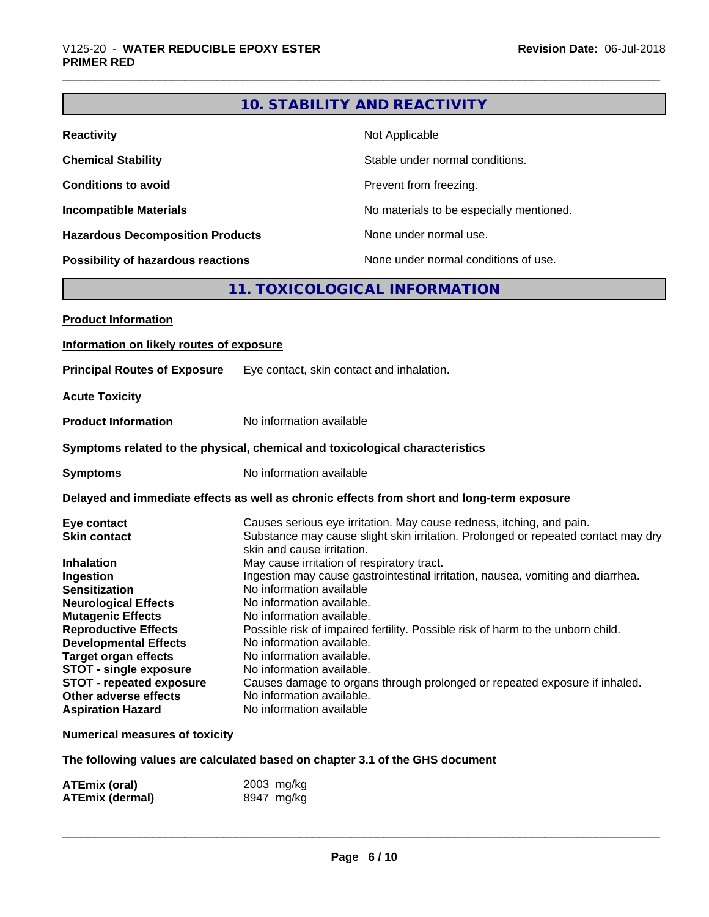## 10. STABILITY AND REACTIVITY

| | |
|---|---|
| **Reactivity** | Not Applicable |
| **Chemical Stability** | Stable under normal conditions. |
| **Conditions to avoid** | Prevent from freezing. |
| **Incompatible Materials** | No materials to be especially mentioned. |
| **Hazardous Decomposition Products** | None under normal use. |
| **Possibility of hazardous reactions** | None under normal conditions of use. |

## 11. TOXICOLOGICAL INFORMATION

**Product Information**

**Information on likely routes of exposure**

**Principal Routes of Exposure** Eye contact, skin contact and inhalation.

**Acute Toxicity**

**Product Information** No information available

**Symptoms related to the physical, chemical and toxicological characteristics**

**Symptoms** No information available

**Delayed and immediate effects as well as chronic effects from short and long-term exposure**

| | |
|---|---|
| **Eye contact** | Causes serious eye irritation. May cause redness, itching, and pain. |
| **Skin contact** | Substance may cause slight skin irritation. Prolonged or repeated contact may dry skin and cause irritation. |
| **Inhalation** | May cause irritation of respiratory tract. |
| **Ingestion** | Ingestion may cause gastrointestinal irritation, nausea, vomiting and diarrhea. |
| **Sensitization** | No information available |
| **Neurological Effects** | No information available. |
| **Mutagenic Effects** | No information available. |
| **Reproductive Effects** | Possible risk of impaired fertility. Possible risk of harm to the unborn child. |
| **Developmental Effects** | No information available. |
| **Target organ effects** | No information available. |
| **STOT - single exposure** | No information available. |
| **STOT - repeated exposure** | Causes damage to organs through prolonged or repeated exposure if inhaled. |
| **Other adverse effects** | No information available. |
| **Aspiration Hazard** | No information available |

**Numerical measures of toxicity**

**The following values are calculated based on chapter 3.1 of the GHS document**

| | |
|---|---|
| **ATEmix (oral)** | 2003 mg/kg |
| **ATEmix (dermal)** | 8947 mg/kg |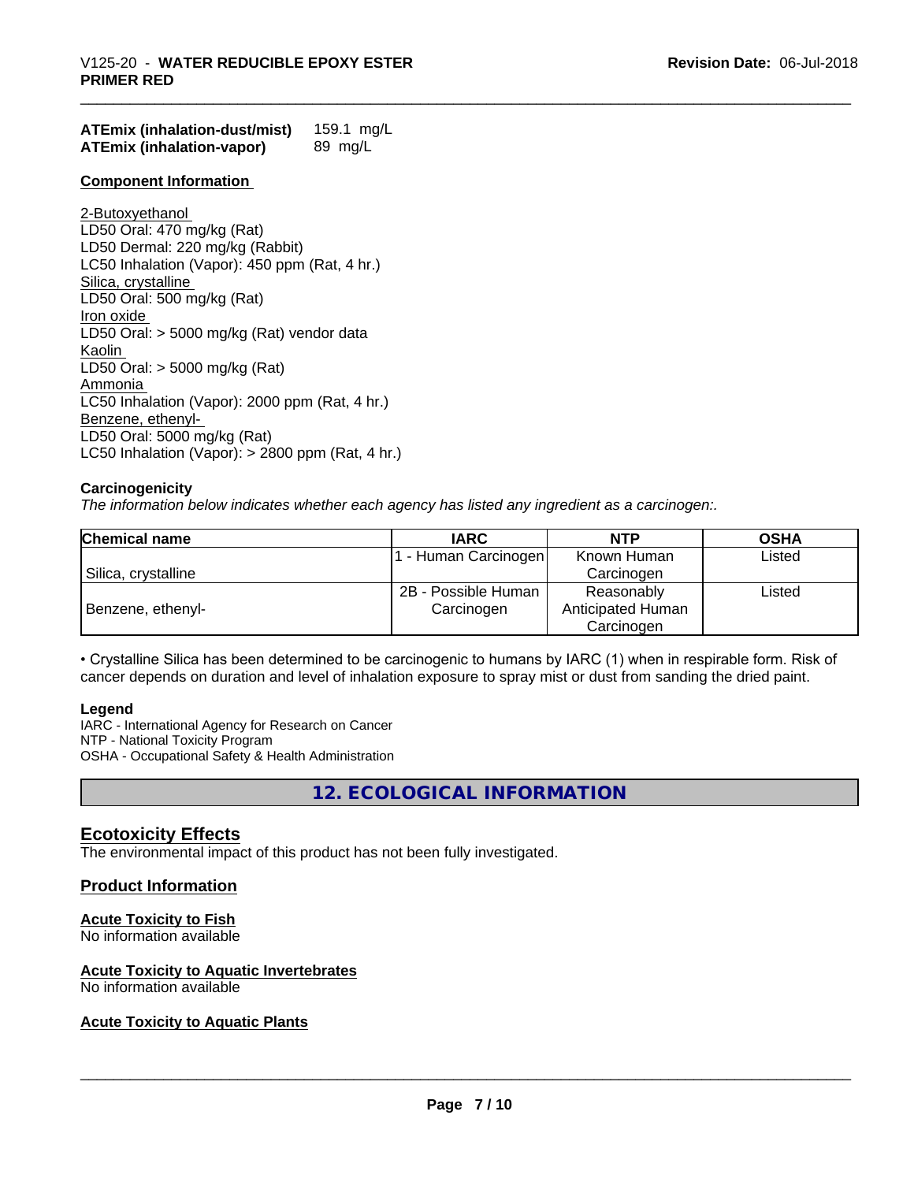**ATEmix (inhalation-dust/mist)** 159.1 mg/L
**ATEmix (inhalation-vapor)** 89 mg/L

**Component Information**

2-Butoxyethanol
LD50 Oral: 470 mg/kg (Rat)
LD50 Dermal: 220 mg/kg (Rabbit)
LC50 Inhalation (Vapor): 450 ppm (Rat, 4 hr.)
Silica, crystalline
LD50 Oral: 500 mg/kg (Rat)
Iron oxide
LD50 Oral: > 5000 mg/kg (Rat) vendor data
Kaolin
LD50 Oral: > 5000 mg/kg (Rat)
Ammonia
LC50 Inhalation (Vapor): 2000 ppm (Rat, 4 hr.)
Benzene, ethenyl-
LD50 Oral: 5000 mg/kg (Rat)
LC50 Inhalation (Vapor): > 2800 ppm (Rat, 4 hr.)

**Carcinogenicity**

*The information below indicates whether each agency has listed any ingredient as a carcinogen:.*

| Chemical name | IARC | NTP | OSHA |
|---|---|---|---|
| Silica, crystalline | 1 - Human Carcinogen | Known Human Carcinogen | Listed |
| Benzene, ethenyl- | 2B - Possible Human Carcinogen | Reasonably Anticipated Human Carcinogen | Listed |

• Crystalline Silica has been determined to be carcinogenic to humans by IARC (1) when in respirable form. Risk of cancer depends on duration and level of inhalation exposure to spray mist or dust from sanding the dried paint.

**Legend**
IARC - International Agency for Research on Cancer
NTP - National Toxicity Program
OSHA - Occupational Safety & Health Administration

## 12. ECOLOGICAL INFORMATION

### Ecotoxicity Effects

The environmental impact of this product has not been fully investigated.

### Product Information

**Acute Toxicity to Fish**
No information available

**Acute Toxicity to Aquatic Invertebrates**
No information available

**Acute Toxicity to Aquatic Plants**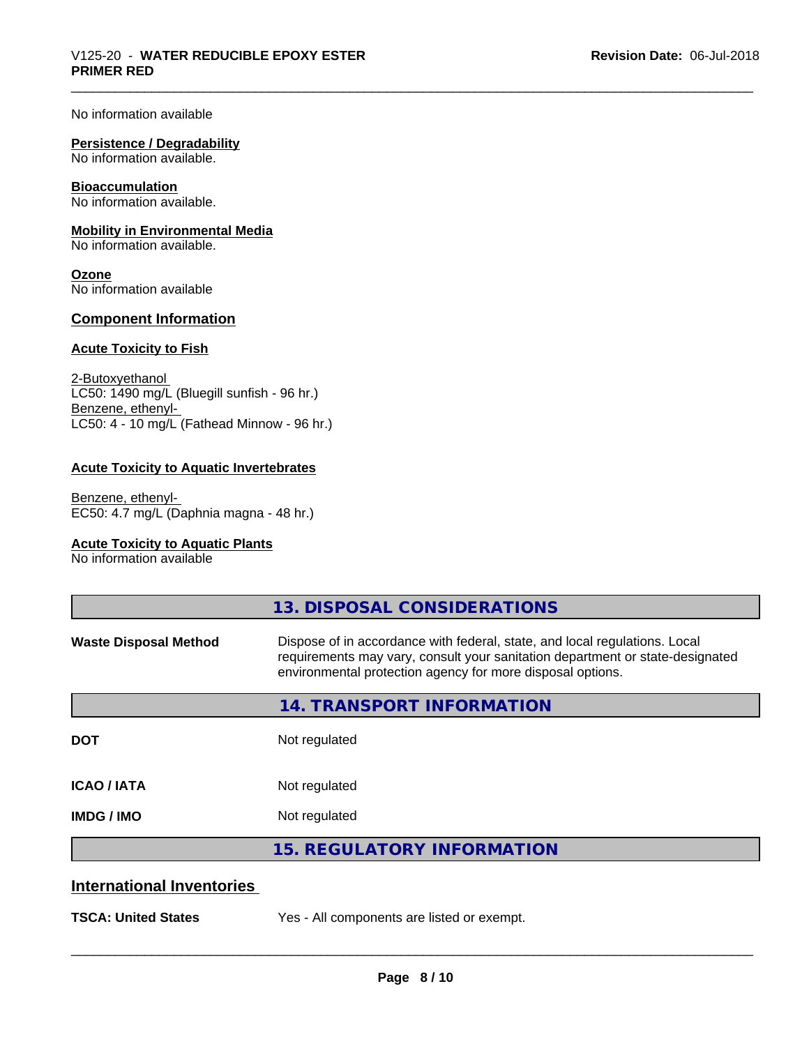No information available

**Persistence / Degradability**
No information available.

**Bioaccumulation**
No information available.

**Mobility in Environmental Media**
No information available.

**Ozone**
No information available

## Component Information

**Acute Toxicity to Fish**

2-Butoxyethanol
LC50: 1490 mg/L (Bluegill sunfish - 96 hr.)
Benzene, ethenyl-
LC50: 4 - 10 mg/L (Fathead Minnow - 96 hr.)

**Acute Toxicity to Aquatic Invertebrates**

Benzene, ethenyl-
EC50: 4.7 mg/L (Daphnia magna - 48 hr.)

**Acute Toxicity to Aquatic Plants**
No information available

## 13. DISPOSAL CONSIDERATIONS

**Waste Disposal Method** Dispose of in accordance with federal, state, and local regulations. Local requirements may vary, consult your sanitation department or state-designated environmental protection agency for more disposal options.

## 14. TRANSPORT INFORMATION

| | |
|---|---|
| **DOT** | Not regulated |
| **ICAO / IATA** | Not regulated |
| **IMDG / IMO** | Not regulated |

## 15. REGULATORY INFORMATION

## International Inventories

**TSCA: United States** Yes - All components are listed or exempt.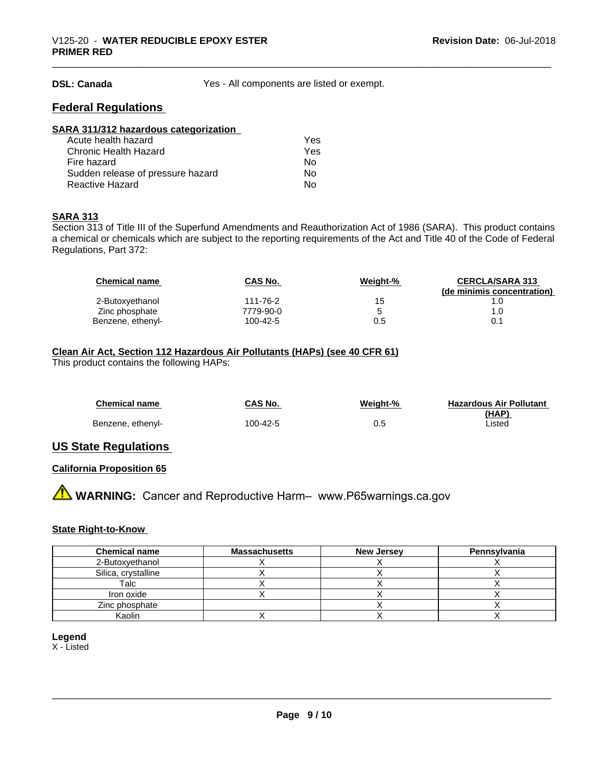**DSL: Canada** Yes - All components are listed or exempt.

## Federal Regulations

**SARA 311/312 hazardous categorization**

| | |
|---|---|
| Acute health hazard | Yes |
| Chronic Health Hazard | Yes |
| Fire hazard | No |
| Sudden release of pressure hazard | No |
| Reactive Hazard | No |

**SARA 313**

Section 313 of Title III of the Superfund Amendments and Reauthorization Act of 1986 (SARA). This product contains a chemical or chemicals which are subject to the reporting requirements of the Act and Title 40 of the Code of Federal Regulations, Part 372:

| Chemical name | CAS No. | Weight-% | CERCLA/SARA 313 (de minimis concentration) |
|---|---|---|---|
| 2-Butoxyethanol | 111-76-2 | 15 | 1.0 |
| Zinc phosphate | 7779-90-0 | 5 | 1.0 |
| Benzene, ethenyl- | 100-42-5 | 0.5 | 0.1 |

**Clean Air Act, Section 112 Hazardous Air Pollutants (HAPs) (see 40 CFR 61)**

This product contains the following HAPs:

| Chemical name | CAS No. | Weight-% | Hazardous Air Pollutant (HAP) |
|---|---|---|---|
| Benzene, ethenyl- | 100-42-5 | 0.5 | Listed |

## US State Regulations

**California Proposition 65**

⚠ **WARNING:** Cancer and Reproductive Harm– www.P65warnings.ca.gov

**State Right-to-Know**

| Chemical name | Massachusetts | New Jersey | Pennsylvania |
|---|---|---|---|
| 2-Butoxyethanol | X | X | X |
| Silica, crystalline | X | X | X |
| Talc | X | X | X |
| Iron oxide | X | X | X |
| Zinc phosphate | | X | X |
| Kaolin | X | X | X |

**Legend**

X - Listed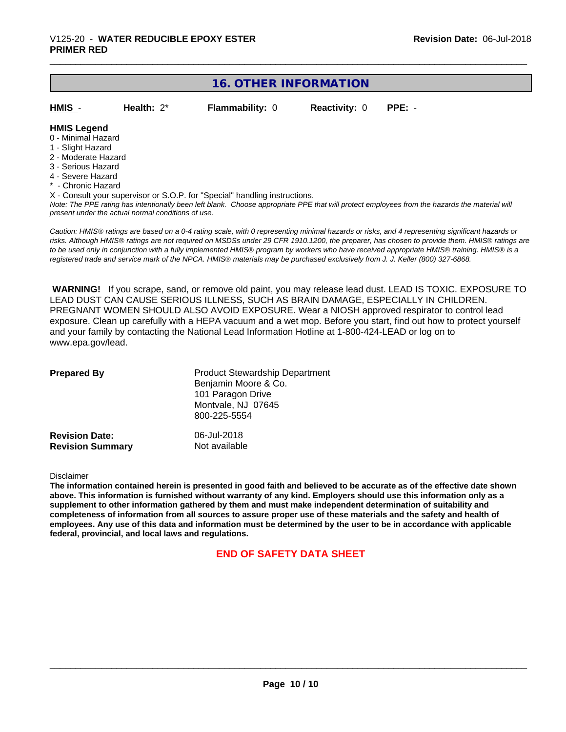## 16. OTHER INFORMATION

| HMIS - | Health: 2* | Flammability: 0 | Reactivity: 0 | PPE: - |
|---|---|---|---|---|

**HMIS Legend**

0 - Minimal Hazard
1 - Slight Hazard
2 - Moderate Hazard
3 - Serious Hazard
4 - Severe Hazard
* - Chronic Hazard
X - Consult your supervisor or S.O.P. for "Special" handling instructions.

*Note: The PPE rating has intentionally been left blank. Choose appropriate PPE that will protect employees from the hazards the material will present under the actual normal conditions of use.*

*Caution: HMIS® ratings are based on a 0-4 rating scale, with 0 representing minimal hazards or risks, and 4 representing significant hazards or risks. Although HMIS® ratings are not required on MSDSs under 29 CFR 1910.1200, the preparer, has chosen to provide them. HMIS® ratings are to be used only in conjunction with a fully implemented HMIS® program by workers who have received appropriate HMIS® training. HMIS® is a registered trade and service mark of the NPCA. HMIS® materials may be purchased exclusively from J. J. Keller (800) 327-6868.*

**WARNING!** If you scrape, sand, or remove old paint, you may release lead dust. LEAD IS TOXIC. EXPOSURE TO LEAD DUST CAN CAUSE SERIOUS ILLNESS, SUCH AS BRAIN DAMAGE, ESPECIALLY IN CHILDREN. PREGNANT WOMEN SHOULD ALSO AVOID EXPOSURE. Wear a NIOSH approved respirator to control lead exposure. Clean up carefully with a HEPA vacuum and a wet mop. Before you start, find out how to protect yourself and your family by contacting the National Lead Information Hotline at 1-800-424-LEAD or log on to www.epa.gov/lead.

**Prepared By**
Product Stewardship Department
Benjamin Moore & Co.
101 Paragon Drive
Montvale, NJ 07645
800-225-5554

**Revision Date:** 06-Jul-2018
**Revision Summary** Not available

Disclaimer

**The information contained herein is presented in good faith and believed to be accurate as of the effective date shown above. This information is furnished without warranty of any kind. Employers should use this information only as a supplement to other information gathered by them and must make independent determination of suitability and completeness of information from all sources to assure proper use of these materials and the safety and health of employees. Any use of this data and information must be determined by the user to be in accordance with applicable federal, provincial, and local laws and regulations.**

**END OF SAFETY DATA SHEET**